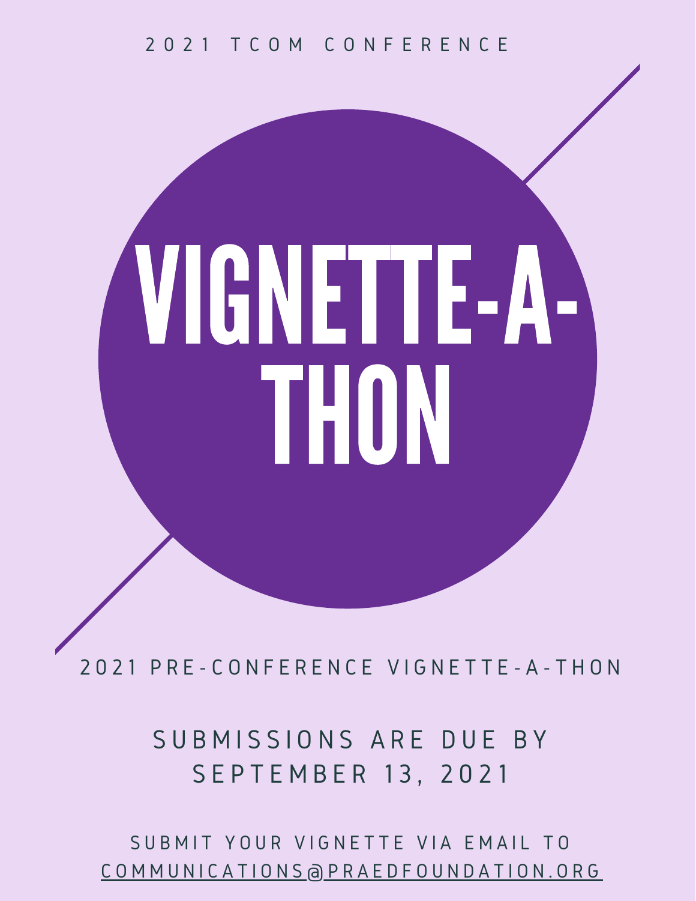2021 TCOM CONFERENCE

# VIGNETTE-A-THON

2021 PRE-CONFERENCE VIGNETTE-A-THON

SUBMISSIONS ARE DUE BY SEPTEMBER 13, 2021

SUBMIT YOUR VIGNETTE VIA EMAIL TO COMMUNICATIONS@PRAEDFOUNDATION.ORG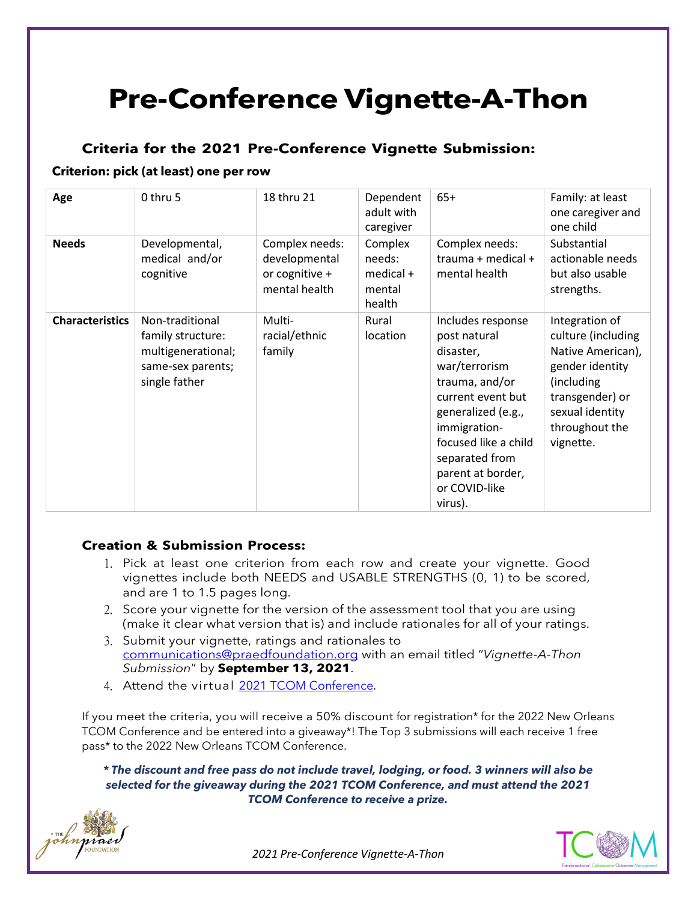# Pre-Conference Vignette-A-Thon

## Criteria for the 2021 Pre-Conference Vignette Submission:

**Criterion: pick (at least) one per row**

| | | | | | |
|---|---|---|---|---|---|
| **Age** | 0 thru 5 | 18 thru 21 | Dependent adult with caregiver | 65+ | Family: at least one caregiver and one child |
| **Needs** | Developmental, medical and/or cognitive | Complex needs: developmental or cognitive + mental health | Complex needs: medical + mental health | Complex needs: trauma + medical + mental health | Substantial actionable needs but also usable strengths. |
| **Characteristics** | Non-traditional family structure: multigenerational; same-sex parents; single father | Multi-racial/ethnic family | Rural location | Includes response post natural disaster, war/terrorism trauma, and/or current event but generalized (e.g., immigration-focused like a child separated from parent at border, or COVID-like virus). | Integration of culture (including Native American), gender identity (including transgender) or sexual identity throughout the vignette. |

### Creation & Submission Process:

1. Pick at least one criterion from each row and create your vignette. Good vignettes include both NEEDS and USABLE STRENGTHS (0, 1) to be scored, and are 1 to 1.5 pages long.
2. Score your vignette for the version of the assessment tool that you are using (make it clear what version that is) and include rationales for all of your ratings.
3. Submit your vignette, ratings and rationales to communications@praedfoundation.org with an email titled "*Vignette-A-Thon Submission*" by **September 13, 2021**.
4. Attend the virtual 2021 TCOM Conference.

If you meet the criteria, you will receive a 50% discount for registration* for the 2022 New Orleans TCOM Conference and be entered into a giveaway*! The Top 3 submissions will each receive 1 free pass* to the 2022 New Orleans TCOM Conference.

***\* The discount and free pass do not include travel, lodging, or food. 3 winners will also be selected for the giveaway during the 2021 TCOM Conference, and must attend the 2021 TCOM Conference to receive a prize.***